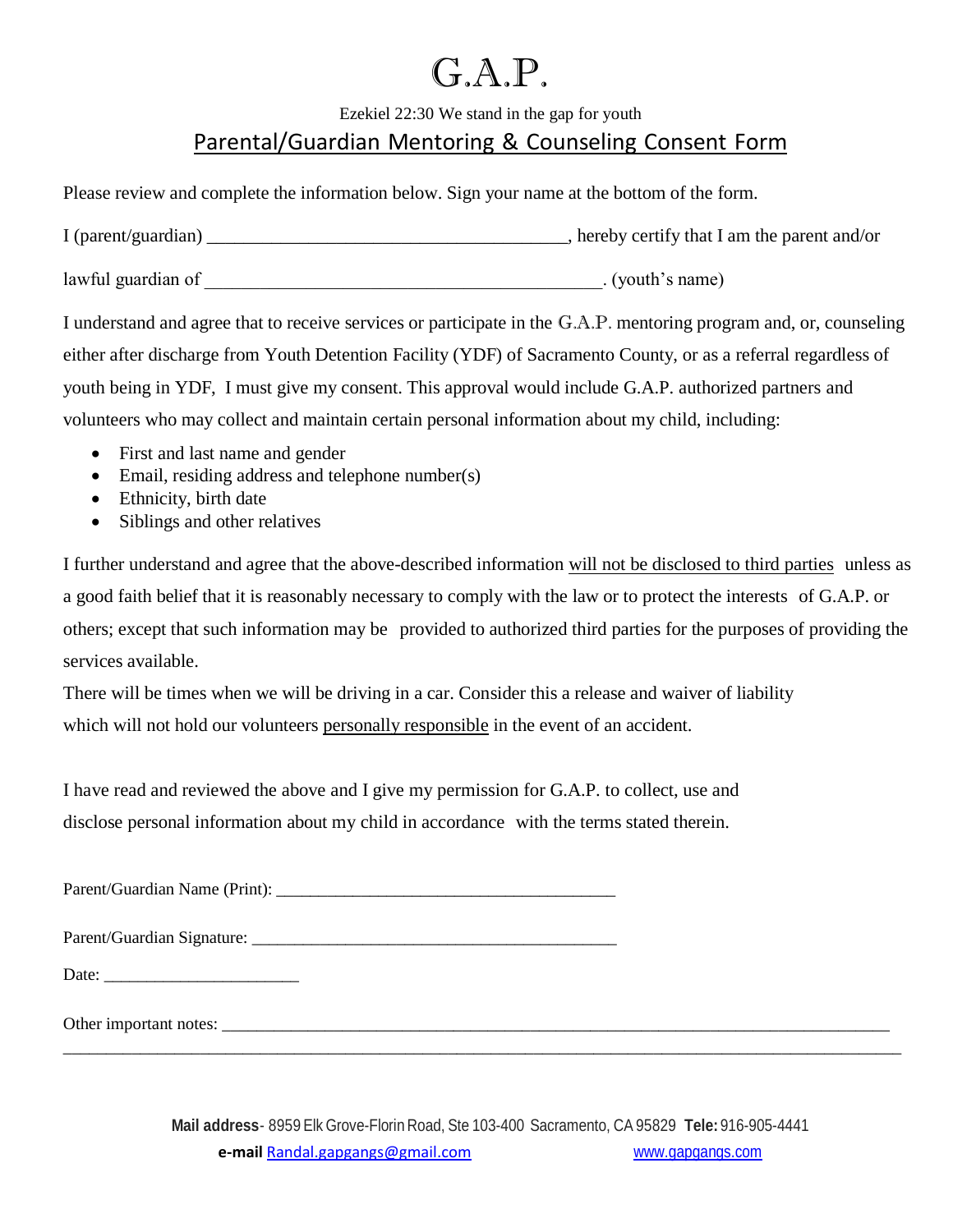# G.A.P.

Ezekiel 22:30 We stand in the gap for youth

## Parental/Guardian Mentoring & Counseling Consent Form

Please review and complete the information below. Sign your name at the bottom of the form.

I (parent/guardian) ________________________________________, hereby certify that I am the parent and/or

lawful guardian of ____________________________________________. (youth's name)

I understand and agree that to receive services or participate in the G.A.P. mentoring program and, or, counseling either after discharge from Youth Detention Facility (YDF) of Sacramento County, or as a referral regardless of youth being in YDF, I must give my consent. This approval would include G.A.P. authorized partners and volunteers who may collect and maintain certain personal information about my child, including:

- First and last name and gender
- Email, residing address and telephone number(s)
- Ethnicity, birth date
- Siblings and other relatives

I further understand and agree that the above-described information will not be disclosed to third parties unless as a good faith belief that it is reasonably necessary to comply with the law or to protect the interests of G.A.P. or others; except that such information may be provided to authorized third parties for the purposes of providing the services available.

There will be times when we will be driving in a car. Consider this a release and waiver of liability which will not hold our volunteers personally responsible in the event of an accident.

I have read and reviewed the above and I give my permission for G.A.P. to collect, use and disclose personal information about my child in accordance with the terms stated therein.

Parent/Guardian Name (Print): ________________________________________

Parent/Guardian Signature: ___________________________________________

Date: _______________________

Other important notes: _________________________________________________________________________________

_____________________________________________________________________________________________________

**Mail address**- 8959 Elk Grove-Florin Road, Ste 103-400 Sacramento, CA 95829 **Tele:** 916-905-4441

**e-mail** Randal.gapgangs@gmail.com www.gapgangs.com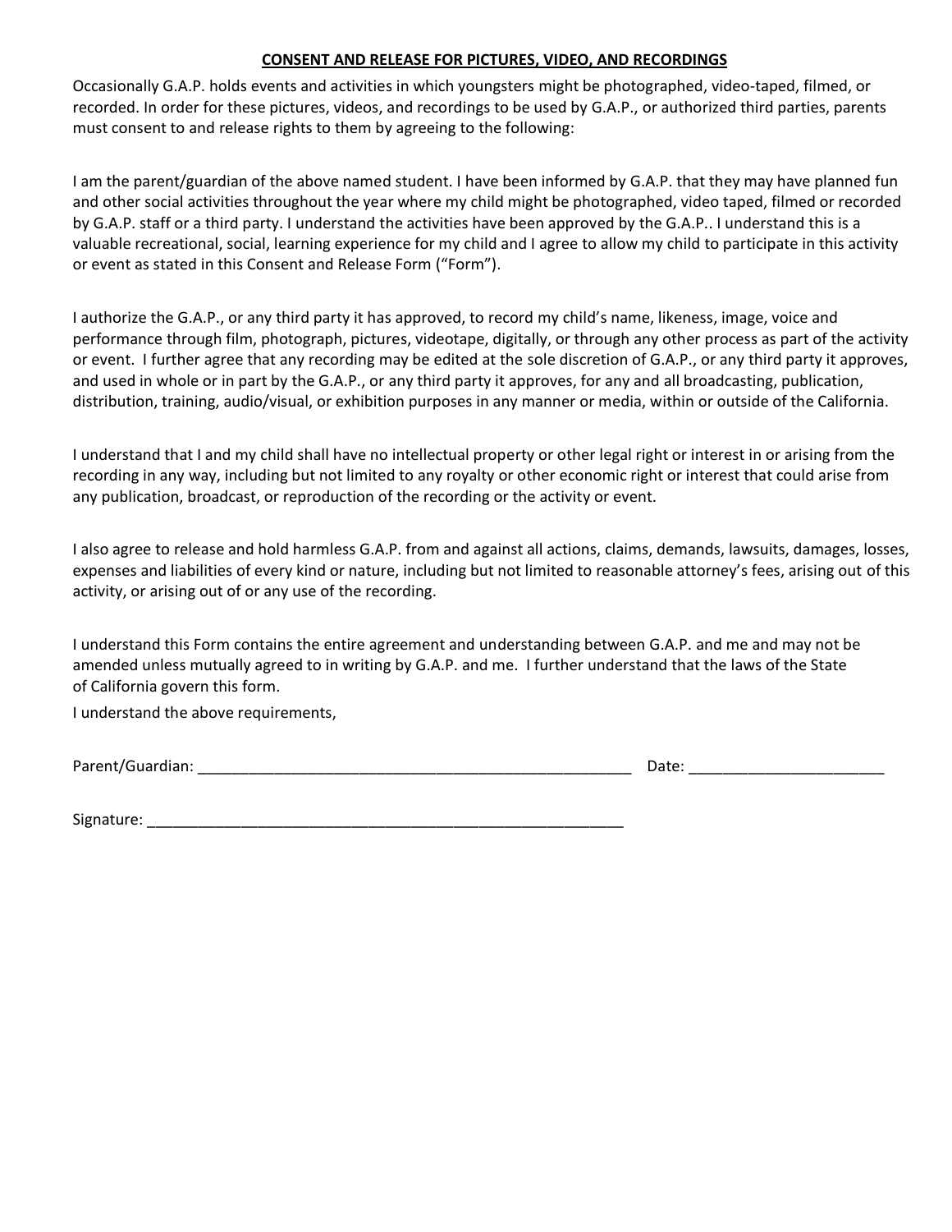## CONSENT AND RELEASE FOR PICTURES, VIDEO, AND RECORDINGS

Occasionally G.A.P. holds events and activities in which youngsters might be photographed, video-taped, filmed, or recorded. In order for these pictures, videos, and recordings to be used by G.A.P., or authorized third parties, parents must consent to and release rights to them by agreeing to the following:

I am the parent/guardian of the above named student. I have been informed by G.A.P. that they may have planned fun and other social activities throughout the year where my child might be photographed, video taped, filmed or recorded by G.A.P. staff or a third party. I understand the activities have been approved by the G.A.P.. I understand this is a valuable recreational, social, learning experience for my child and I agree to allow my child to participate in this activity or event as stated in this Consent and Release Form ("Form").

I authorize the G.A.P., or any third party it has approved, to record my child's name, likeness, image, voice and performance through film, photograph, pictures, videotape, digitally, or through any other process as part of the activity or event. I further agree that any recording may be edited at the sole discretion of G.A.P., or any third party it approves, and used in whole or in part by the G.A.P., or any third party it approves, for any and all broadcasting, publication, distribution, training, audio/visual, or exhibition purposes in any manner or media, within or outside of the California.

I understand that I and my child shall have no intellectual property or other legal right or interest in or arising from the recording in any way, including but not limited to any royalty or other economic right or interest that could arise from any publication, broadcast, or reproduction of the recording or the activity or event.

I also agree to release and hold harmless G.A.P. from and against all actions, claims, demands, lawsuits, damages, losses, expenses and liabilities of every kind or nature, including but not limited to reasonable attorney's fees, arising out of this activity, or arising out of or any use of the recording.

I understand this Form contains the entire agreement and understanding between G.A.P. and me and may not be amended unless mutually agreed to in writing by G.A.P. and me. I further understand that the laws of the State of California govern this form.

I understand the above requirements,

Parent/Guardian: ______________________________________________________ Date: _______________________

Signature: ___________________________________________________________